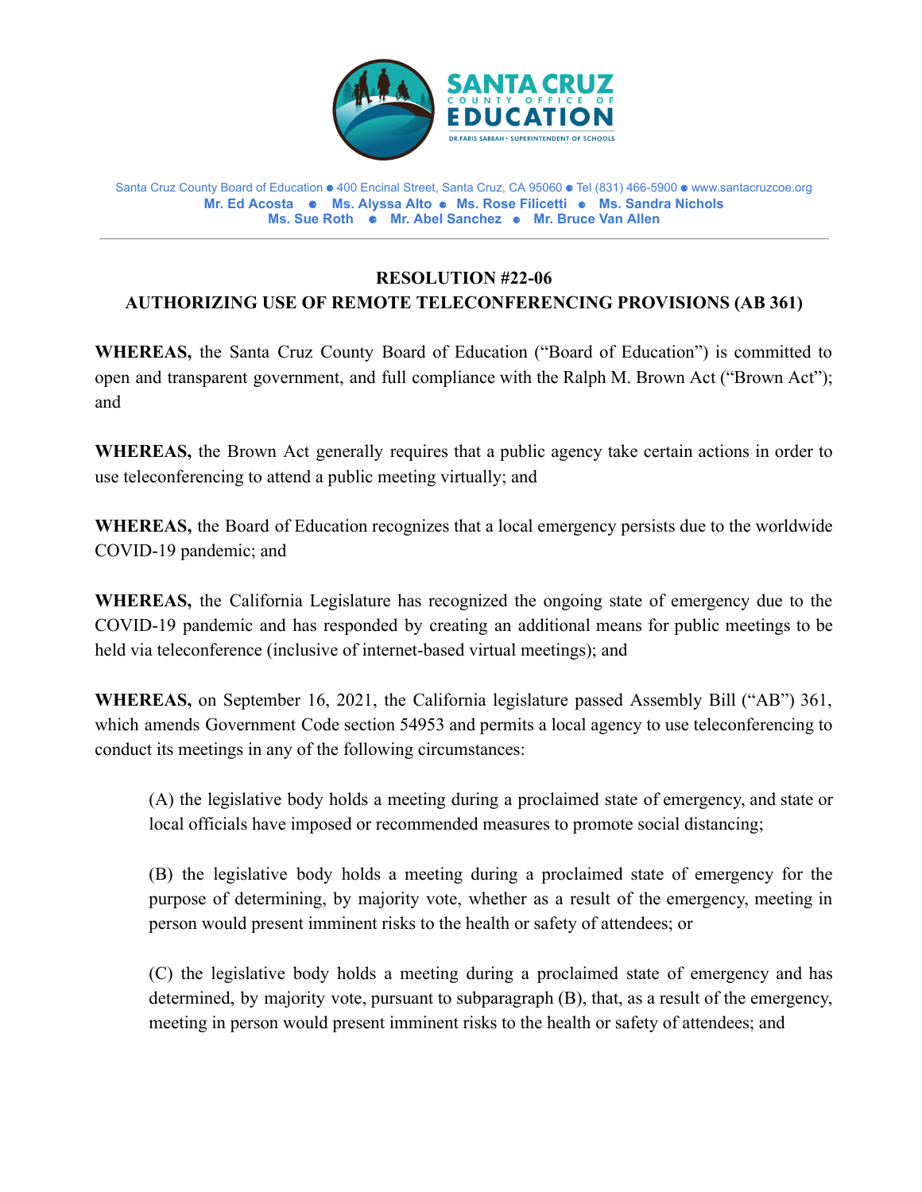SANTA CRUZ COUNTY OFFICE OF EDUCATION
DR. FARIS SABBAH • SUPERINTENDENT OF SCHOOLS

Santa Cruz County Board of Education ● 400 Encinal Street, Santa Cruz, CA 95060 ● Tel (831) 466-5900 ● www.santacruzcoe.org
**Mr. Ed Acosta ● Ms. Alyssa Alto ● Ms. Rose Filicetti ● Ms. Sandra Nichols**
**Ms. Sue Roth ● Mr. Abel Sanchez ● Mr. Bruce Van Allen**

---

## RESOLUTION #22-06
## AUTHORIZING USE OF REMOTE TELECONFERENCING PROVISIONS (AB 361)

**WHEREAS,** the Santa Cruz County Board of Education ("Board of Education") is committed to open and transparent government, and full compliance with the Ralph M. Brown Act ("Brown Act"); and

**WHEREAS,** the Brown Act generally requires that a public agency take certain actions in order to use teleconferencing to attend a public meeting virtually; and

**WHEREAS,** the Board of Education recognizes that a local emergency persists due to the worldwide COVID-19 pandemic; and

**WHEREAS,** the California Legislature has recognized the ongoing state of emergency due to the COVID-19 pandemic and has responded by creating an additional means for public meetings to be held via teleconference (inclusive of internet-based virtual meetings); and

**WHEREAS,** on September 16, 2021, the California legislature passed Assembly Bill ("AB") 361, which amends Government Code section 54953 and permits a local agency to use teleconferencing to conduct its meetings in any of the following circumstances:

> (A) the legislative body holds a meeting during a proclaimed state of emergency, and state or local officials have imposed or recommended measures to promote social distancing;
>
> (B) the legislative body holds a meeting during a proclaimed state of emergency for the purpose of determining, by majority vote, whether as a result of the emergency, meeting in person would present imminent risks to the health or safety of attendees; or
>
> (C) the legislative body holds a meeting during a proclaimed state of emergency and has determined, by majority vote, pursuant to subparagraph (B), that, as a result of the emergency, meeting in person would present imminent risks to the health or safety of attendees; and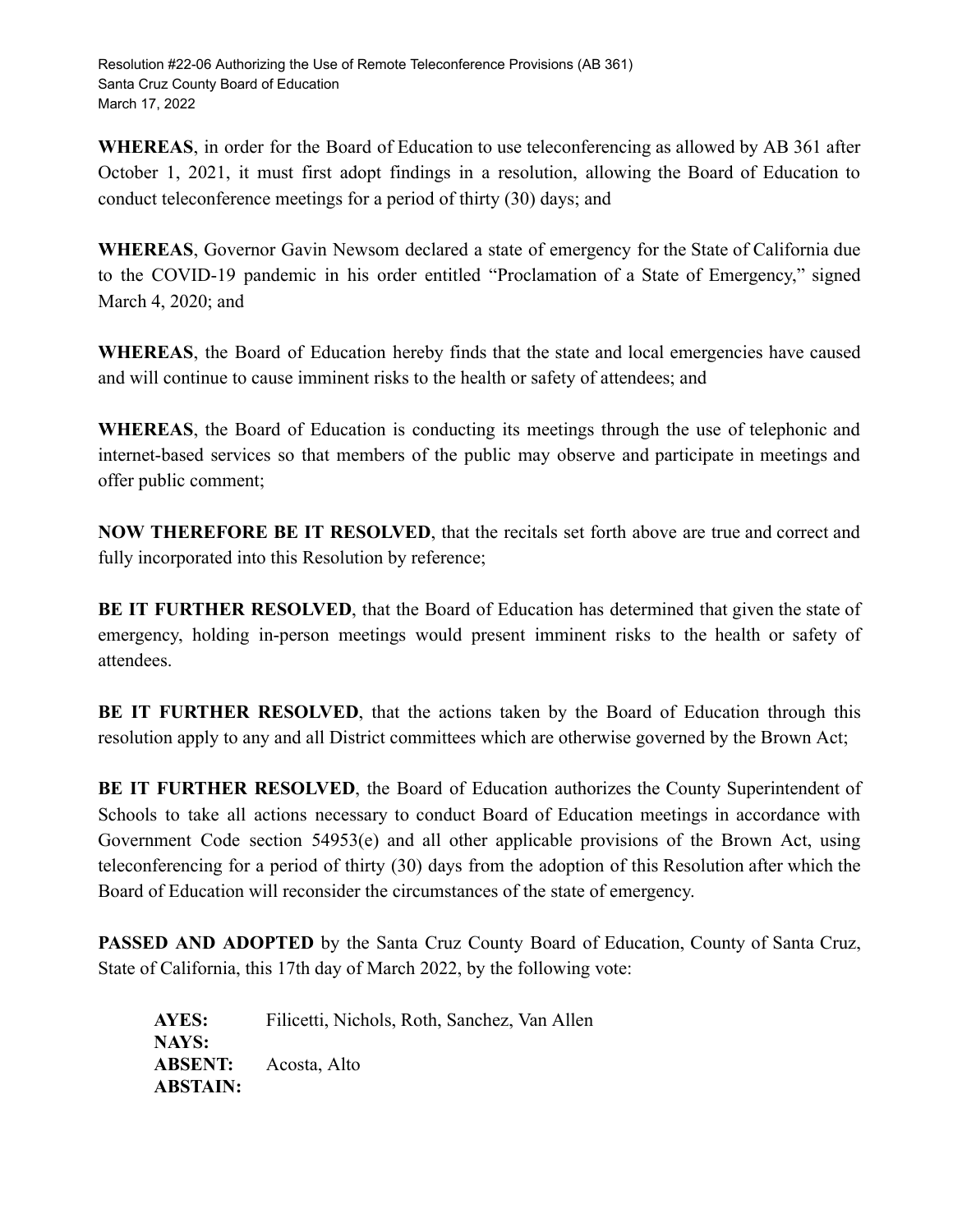**WHEREAS**, in order for the Board of Education to use teleconferencing as allowed by AB 361 after October 1, 2021, it must first adopt findings in a resolution, allowing the Board of Education to conduct teleconference meetings for a period of thirty (30) days; and

**WHEREAS**, Governor Gavin Newsom declared a state of emergency for the State of California due to the COVID-19 pandemic in his order entitled "Proclamation of a State of Emergency," signed March 4, 2020; and

**WHEREAS**, the Board of Education hereby finds that the state and local emergencies have caused and will continue to cause imminent risks to the health or safety of attendees; and

**WHEREAS**, the Board of Education is conducting its meetings through the use of telephonic and internet-based services so that members of the public may observe and participate in meetings and offer public comment;

**NOW THEREFORE BE IT RESOLVED**, that the recitals set forth above are true and correct and fully incorporated into this Resolution by reference;

**BE IT FURTHER RESOLVED**, that the Board of Education has determined that given the state of emergency, holding in-person meetings would present imminent risks to the health or safety of attendees.

**BE IT FURTHER RESOLVED**, that the actions taken by the Board of Education through this resolution apply to any and all District committees which are otherwise governed by the Brown Act;

**BE IT FURTHER RESOLVED**, the Board of Education authorizes the County Superintendent of Schools to take all actions necessary to conduct Board of Education meetings in accordance with Government Code section 54953(e) and all other applicable provisions of the Brown Act, using teleconferencing for a period of thirty (30) days from the adoption of this Resolution after which the Board of Education will reconsider the circumstances of the state of emergency.

**PASSED AND ADOPTED** by the Santa Cruz County Board of Education, County of Santa Cruz, State of California, this 17th day of March 2022, by the following vote:

**AYES:** Filicetti, Nichols, Roth, Sanchez, Van Allen
**NAYS:**
**ABSENT:** Acosta, Alto
**ABSTAIN:**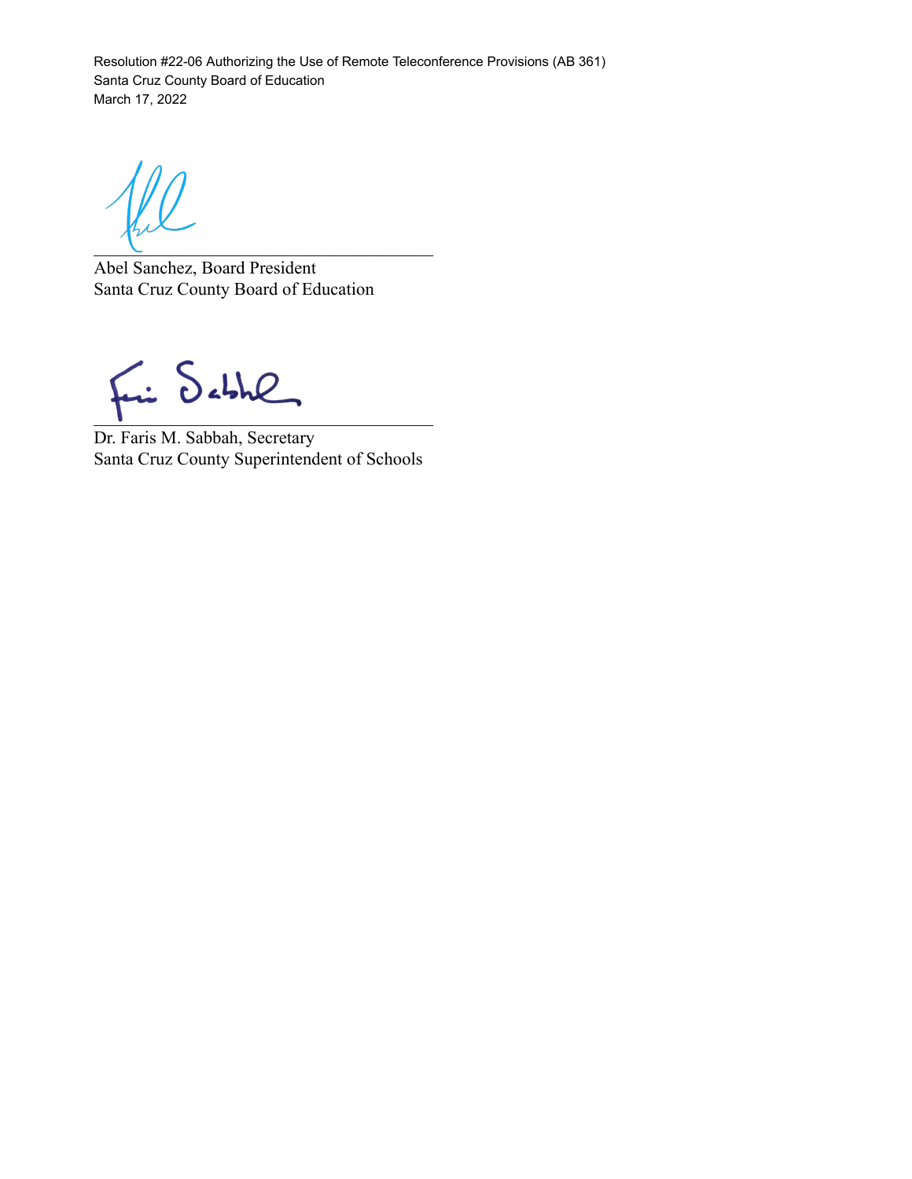Resolution #22-06 Authorizing the Use of Remote Teleconference Provisions (AB 361)
Santa Cruz County Board of Education
March 17, 2022

\_\_\_\_\_\_\_\_\_\_\_\_\_\_\_\_\_\_\_\_\_\_\_\_\_\_\_\_\_\_\_\_\_\_\_\_\_\_\_\_\_\_\_\_
Abel Sanchez, Board President
Santa Cruz County Board of Education

\_\_\_\_\_\_\_\_\_\_\_\_\_\_\_\_\_\_\_\_\_\_\_\_\_\_\_\_\_\_\_\_\_\_\_\_\_\_\_\_\_\_\_\_
Dr. Faris M. Sabbah, Secretary
Santa Cruz County Superintendent of Schools